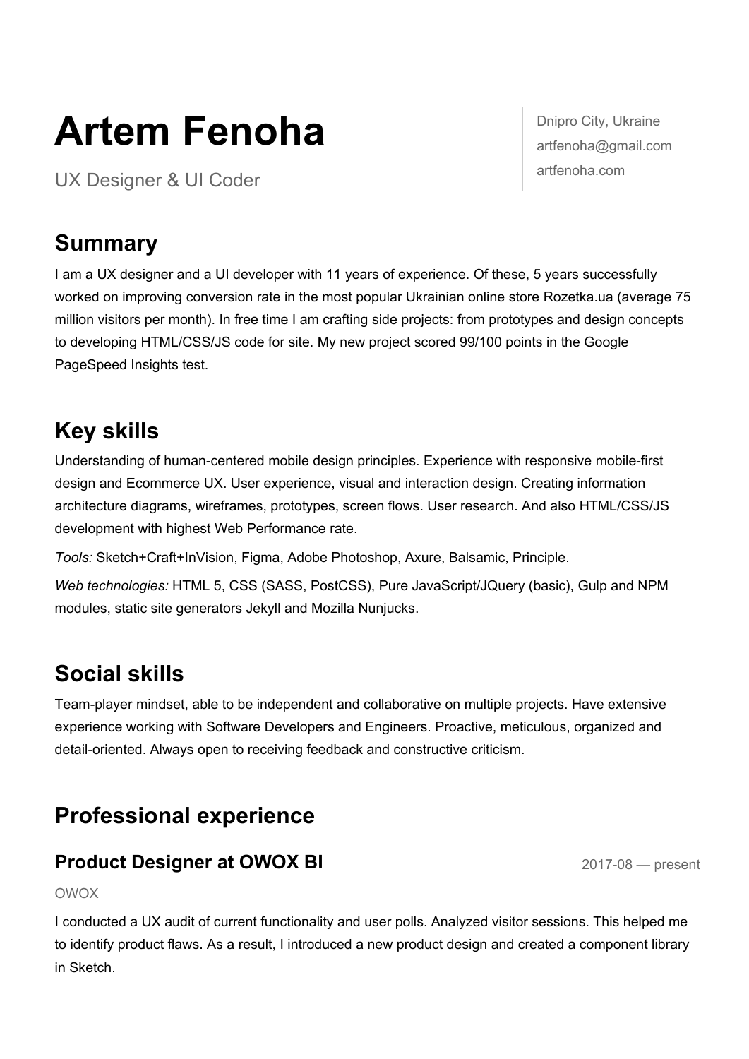# Artem Fenoha

UX Designer & UI Coder

Dnipro City, Ukraine
artfenoha@gmail.com
artfenoha.com

## Summary

I am a UX designer and a UI developer with 11 years of experience. Of these, 5 years successfully worked on improving conversion rate in the most popular Ukrainian online store Rozetka.ua (average 75 million visitors per month). In free time I am crafting side projects: from prototypes and design concepts to developing HTML/CSS/JS code for site. My new project scored 99/100 points in the Google PageSpeed Insights test.

## Key skills

Understanding of human-centered mobile design principles. Experience with responsive mobile-first design and Ecommerce UX. User experience, visual and interaction design. Creating information architecture diagrams, wireframes, prototypes, screen flows. User research. And also HTML/CSS/JS development with highest Web Performance rate.

*Tools:* Sketch+Craft+InVision, Figma, Adobe Photoshop, Axure, Balsamic, Principle.

*Web technologies:* HTML 5, CSS (SASS, PostCSS), Pure JavaScript/JQuery (basic), Gulp and NPM modules, static site generators Jekyll and Mozilla Nunjucks.

## Social skills

Team-player mindset, able to be independent and collaborative on multiple projects. Have extensive experience working with Software Developers and Engineers. Proactive, meticulous, organized and detail-oriented. Always open to receiving feedback and constructive criticism.

## Professional experience

### Product Designer at OWOX BI

2017-08 — present

OWOX

I conducted a UX audit of current functionality and user polls. Analyzed visitor sessions. This helped me to identify product flaws. As a result, I introduced a new product design and created a component library in Sketch.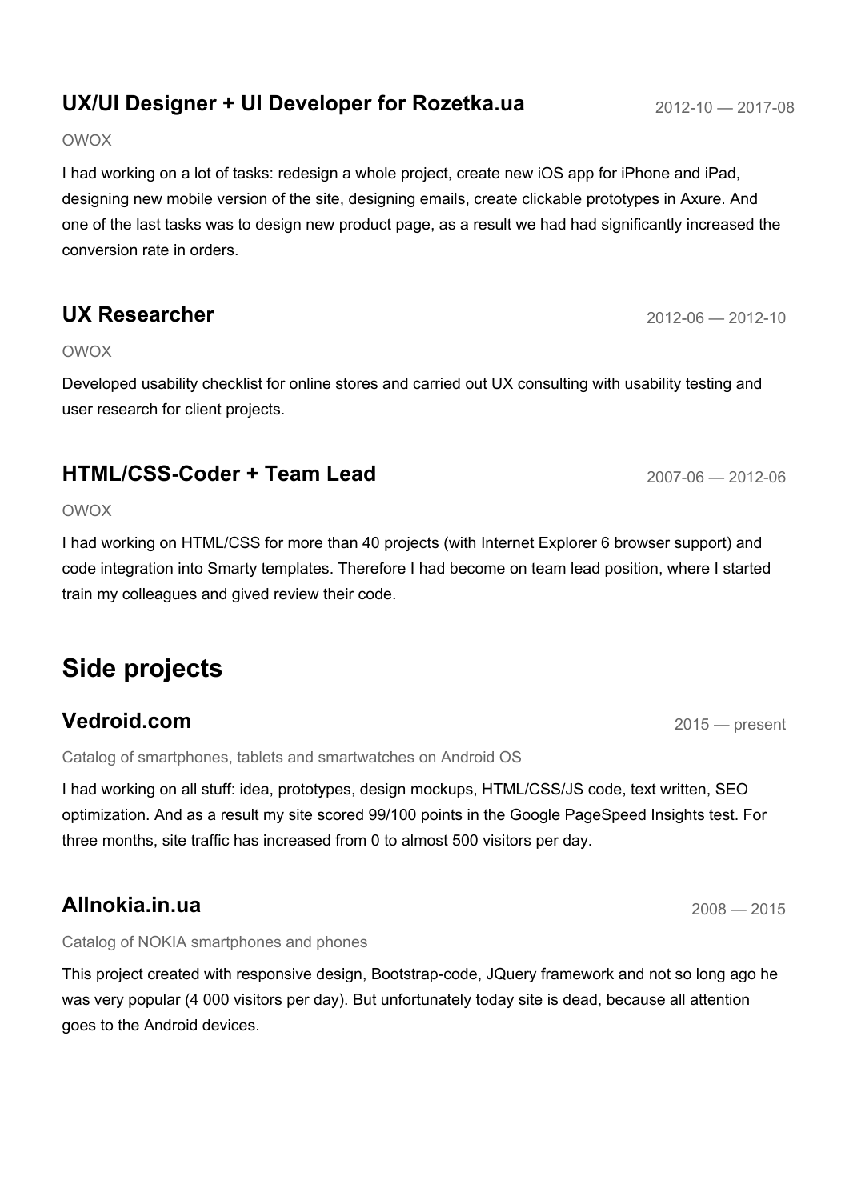### UX/UI Designer + UI Developer for Rozetka.ua

2012-10 — 2017-08

OWOX

I had working on a lot of tasks: redesign a whole project, create new iOS app for iPhone and iPad, designing new mobile version of the site, designing emails, create clickable prototypes in Axure. And one of the last tasks was to design new product page, as a result we had had significantly increased the conversion rate in orders.

### UX Researcher

2012-06 — 2012-10

OWOX

Developed usability checklist for online stores and carried out UX consulting with usability testing and user research for client projects.

### HTML/CSS-Coder + Team Lead

2007-06 — 2012-06

OWOX

I had working on HTML/CSS for more than 40 projects (with Internet Explorer 6 browser support) and code integration into Smarty templates. Therefore I had become on team lead position, where I started train my colleagues and gived review their code.

## Side projects

### Vedroid.com

2015 — present

Catalog of smartphones, tablets and smartwatches on Android OS

I had working on all stuff: idea, prototypes, design mockups, HTML/CSS/JS code, text written, SEO optimization. And as a result my site scored 99/100 points in the Google PageSpeed Insights test. For three months, site traffic has increased from 0 to almost 500 visitors per day.

### Allnokia.in.ua

2008 — 2015

Catalog of NOKIA smartphones and phones

This project created with responsive design, Bootstrap-code, JQuery framework and not so long ago he was very popular (4 000 visitors per day). But unfortunately today site is dead, because all attention goes to the Android devices.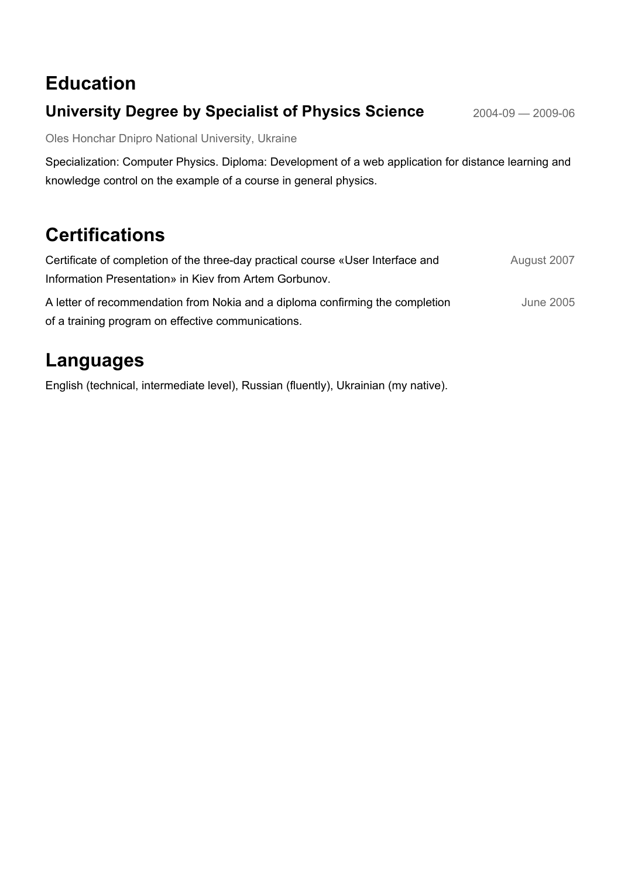## Education

### University Degree by Specialist of Physics Science

2004-09 — 2009-06

Oles Honchar Dnipro National University, Ukraine

Specialization: Computer Physics. Diploma: Development of a web application for distance learning and knowledge control on the example of a course in general physics.

## Certifications

Certificate of completion of the three-day practical course «User Interface and Information Presentation» in Kiev from Artem Gorbunov. — August 2007

A letter of recommendation from Nokia and a diploma confirming the completion of a training program on effective communications. — June 2005

## Languages

English (technical, intermediate level), Russian (fluently), Ukrainian (my native).